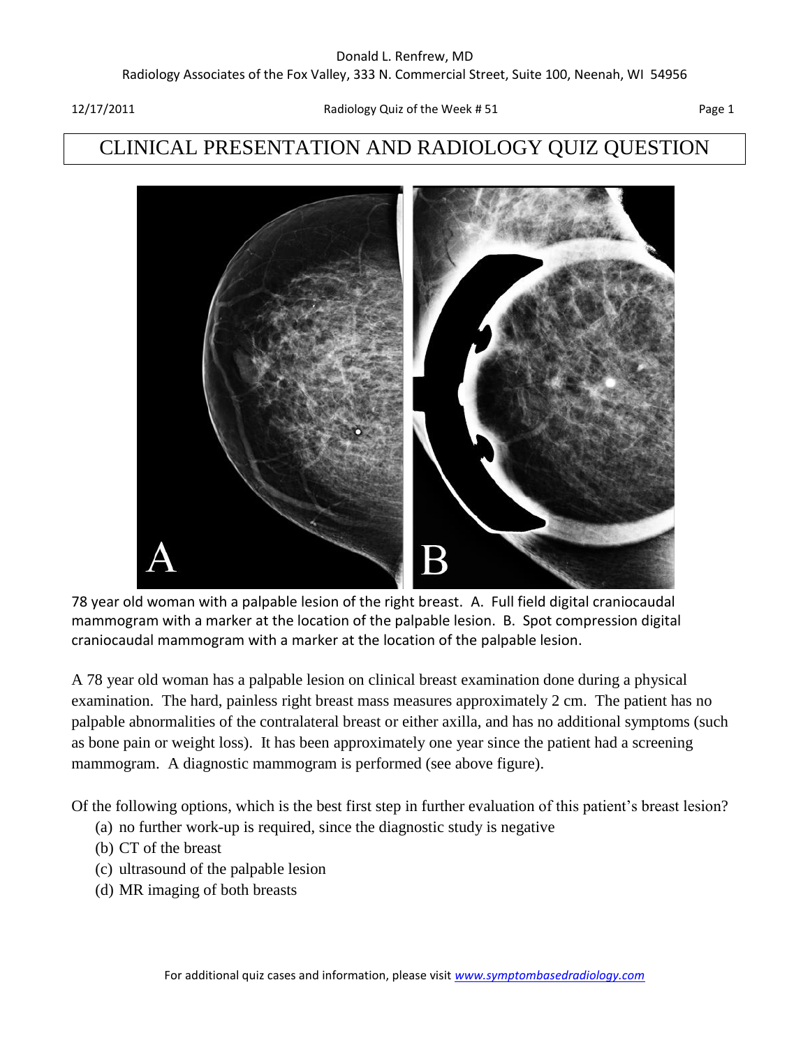# CLINICAL PRESENTATION AND RADIOLOGY QUIZ QUESTION

78 year old woman with a palpable lesion of the right breast. A. Full field digital craniocaudal mammogram with a marker at the location of the palpable lesion. B. Spot compression digital craniocaudal mammogram with a marker at the location of the palpable lesion.

A 78 year old woman has a palpable lesion on clinical breast examination done during a physical examination. The hard, painless right breast mass measures approximately 2 cm. The patient has no palpable abnormalities of the contralateral breast or either axilla, and has no additional symptoms (such as bone pain or weight loss). It has been approximately one year since the patient had a screening mammogram. A diagnostic mammogram is performed (see above figure).

Of the following options, which is the best first step in further evaluation of this patient's breast lesion?

(a) no further work-up is required, since the diagnostic study is negative
(b) CT of the breast
(c) ultrasound of the palpable lesion
(d) MR imaging of both breasts

For additional quiz cases and information, please visit www.symptombasedradiology.com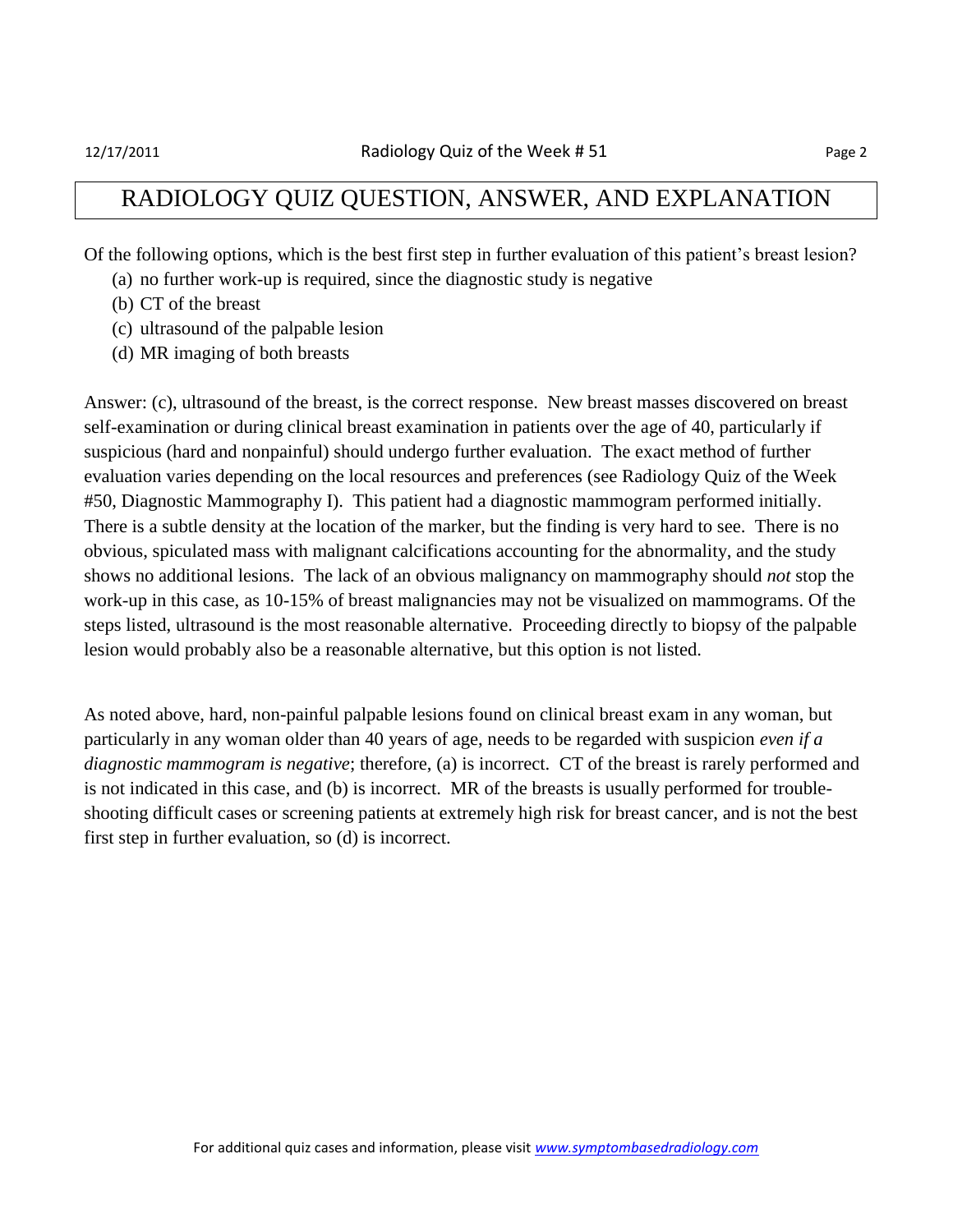# RADIOLOGY QUIZ QUESTION, ANSWER, AND EXPLANATION

Of the following options, which is the best first step in further evaluation of this patient's breast lesion?

(a) no further work-up is required, since the diagnostic study is negative
(b) CT of the breast
(c) ultrasound of the palpable lesion
(d) MR imaging of both breasts

Answer: (c), ultrasound of the breast, is the correct response. New breast masses discovered on breast self-examination or during clinical breast examination in patients over the age of 40, particularly if suspicious (hard and nonpainful) should undergo further evaluation. The exact method of further evaluation varies depending on the local resources and preferences (see Radiology Quiz of the Week #50, Diagnostic Mammography I). This patient had a diagnostic mammogram performed initially. There is a subtle density at the location of the marker, but the finding is very hard to see. There is no obvious, spiculated mass with malignant calcifications accounting for the abnormality, and the study shows no additional lesions. The lack of an obvious malignancy on mammography should *not* stop the work-up in this case, as 10-15% of breast malignancies may not be visualized on mammograms. Of the steps listed, ultrasound is the most reasonable alternative. Proceeding directly to biopsy of the palpable lesion would probably also be a reasonable alternative, but this option is not listed.

As noted above, hard, non-painful palpable lesions found on clinical breast exam in any woman, but particularly in any woman older than 40 years of age, needs to be regarded with suspicion *even if a diagnostic mammogram is negative*; therefore, (a) is incorrect. CT of the breast is rarely performed and is not indicated in this case, and (b) is incorrect. MR of the breasts is usually performed for trouble-shooting difficult cases or screening patients at extremely high risk for breast cancer, and is not the best first step in further evaluation, so (d) is incorrect.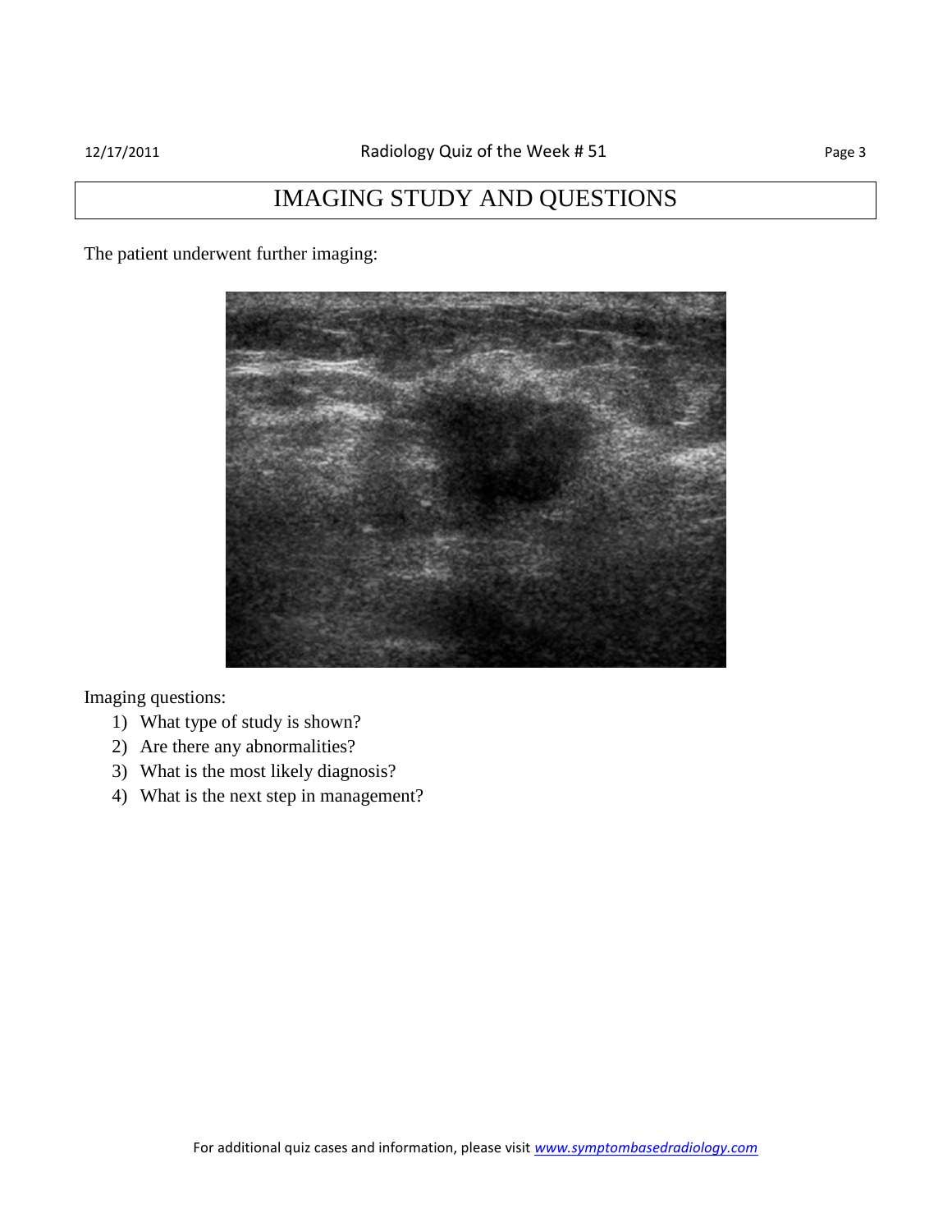# IMAGING STUDY AND QUESTIONS

The patient underwent further imaging:

Imaging questions:

1) What type of study is shown?
2) Are there any abnormalities?
3) What is the most likely diagnosis?
4) What is the next step in management?

For additional quiz cases and information, please visit *www.symptombasedradiology.com*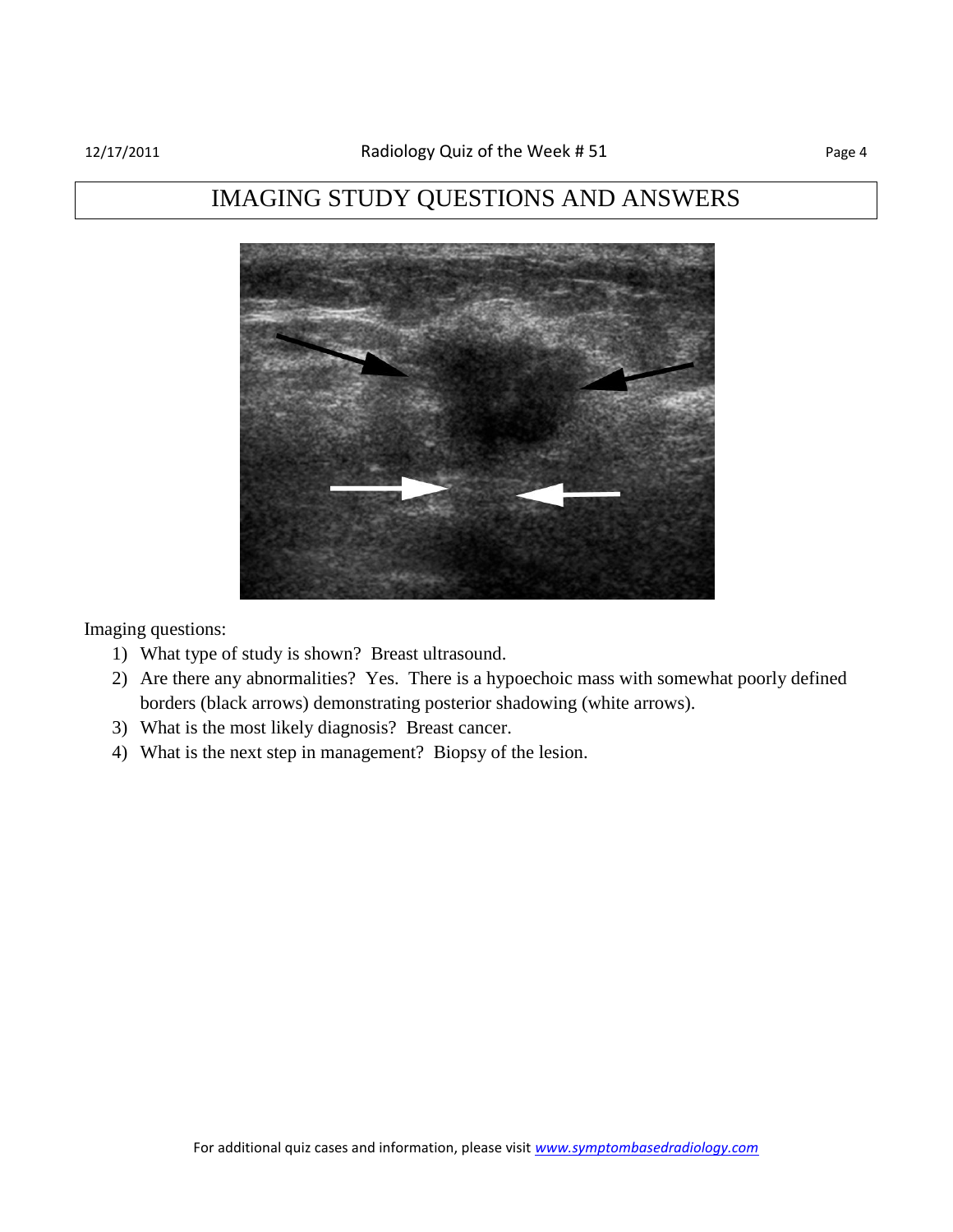# IMAGING STUDY QUESTIONS AND ANSWERS

Imaging questions:

1) What type of study is shown? Breast ultrasound.
2) Are there any abnormalities? Yes. There is a hypoechoic mass with somewhat poorly defined borders (black arrows) demonstrating posterior shadowing (white arrows).
3) What is the most likely diagnosis? Breast cancer.
4) What is the next step in management? Biopsy of the lesion.

For additional quiz cases and information, please visit *www.symptombasedradiology.com*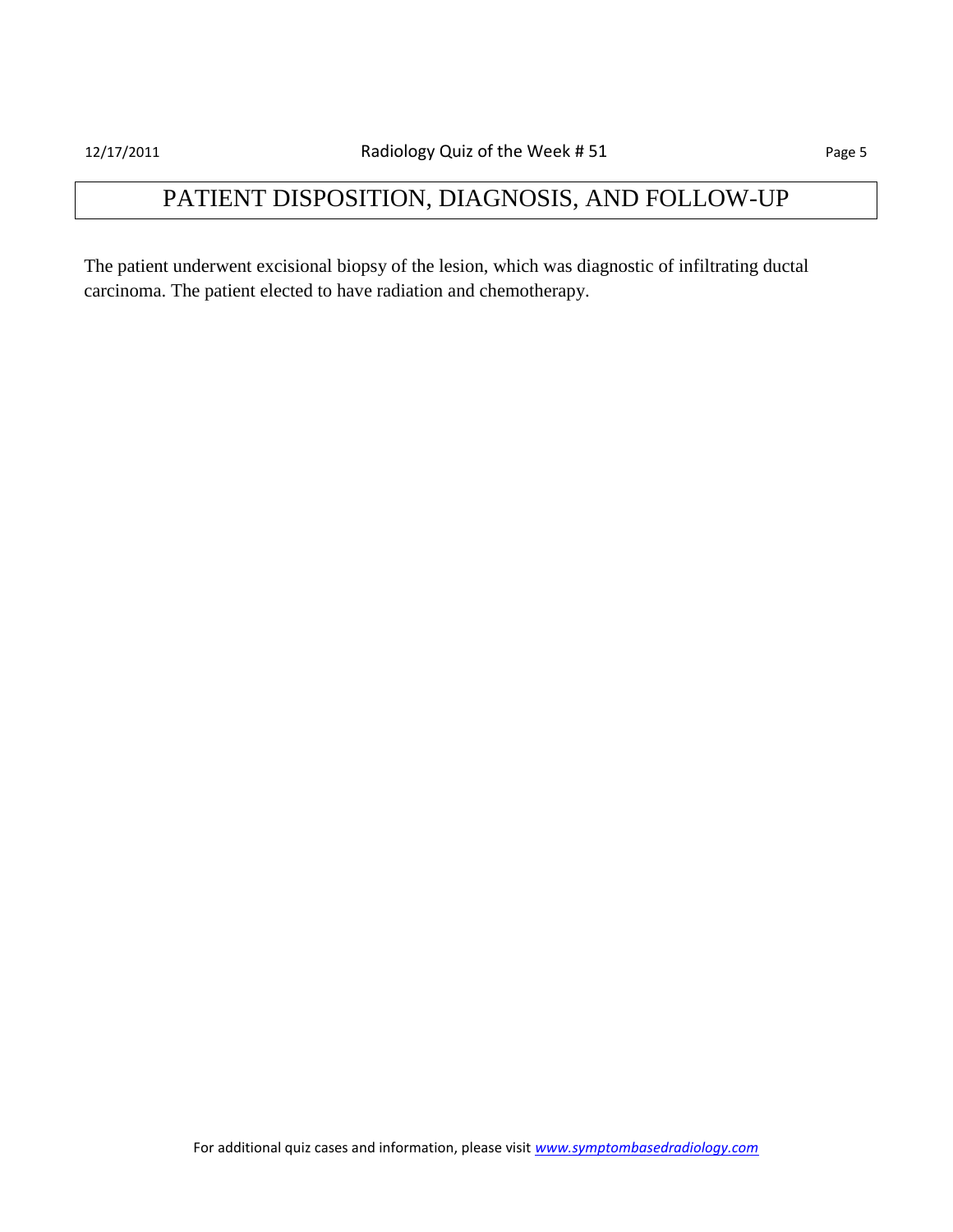# PATIENT DISPOSITION, DIAGNOSIS, AND FOLLOW-UP

The patient underwent excisional biopsy of the lesion, which was diagnostic of infiltrating ductal carcinoma. The patient elected to have radiation and chemotherapy.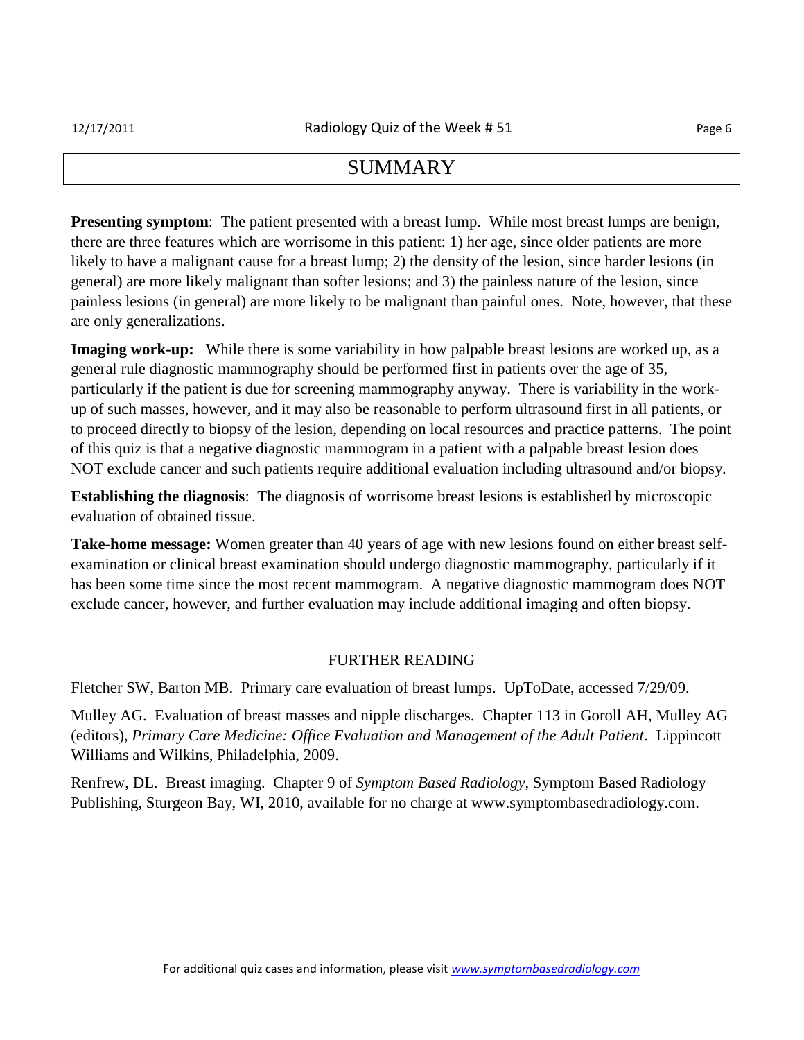# SUMMARY

**Presenting symptom**: The patient presented with a breast lump. While most breast lumps are benign, there are three features which are worrisome in this patient: 1) her age, since older patients are more likely to have a malignant cause for a breast lump; 2) the density of the lesion, since harder lesions (in general) are more likely malignant than softer lesions; and 3) the painless nature of the lesion, since painless lesions (in general) are more likely to be malignant than painful ones. Note, however, that these are only generalizations.

**Imaging work-up:** While there is some variability in how palpable breast lesions are worked up, as a general rule diagnostic mammography should be performed first in patients over the age of 35, particularly if the patient is due for screening mammography anyway. There is variability in the work-up of such masses, however, and it may also be reasonable to perform ultrasound first in all patients, or to proceed directly to biopsy of the lesion, depending on local resources and practice patterns. The point of this quiz is that a negative diagnostic mammogram in a patient with a palpable breast lesion does NOT exclude cancer and such patients require additional evaluation including ultrasound and/or biopsy.

**Establishing the diagnosis**: The diagnosis of worrisome breast lesions is established by microscopic evaluation of obtained tissue.

**Take-home message:** Women greater than 40 years of age with new lesions found on either breast self-examination or clinical breast examination should undergo diagnostic mammography, particularly if it has been some time since the most recent mammogram. A negative diagnostic mammogram does NOT exclude cancer, however, and further evaluation may include additional imaging and often biopsy.

## FURTHER READING

Fletcher SW, Barton MB. Primary care evaluation of breast lumps. UpToDate, accessed 7/29/09.

Mulley AG. Evaluation of breast masses and nipple discharges. Chapter 113 in Goroll AH, Mulley AG (editors), *Primary Care Medicine: Office Evaluation and Management of the Adult Patient*. Lippincott Williams and Wilkins, Philadelphia, 2009.

Renfrew, DL. Breast imaging. Chapter 9 of *Symptom Based Radiology*, Symptom Based Radiology Publishing, Sturgeon Bay, WI, 2010, available for no charge at www.symptombasedradiology.com.